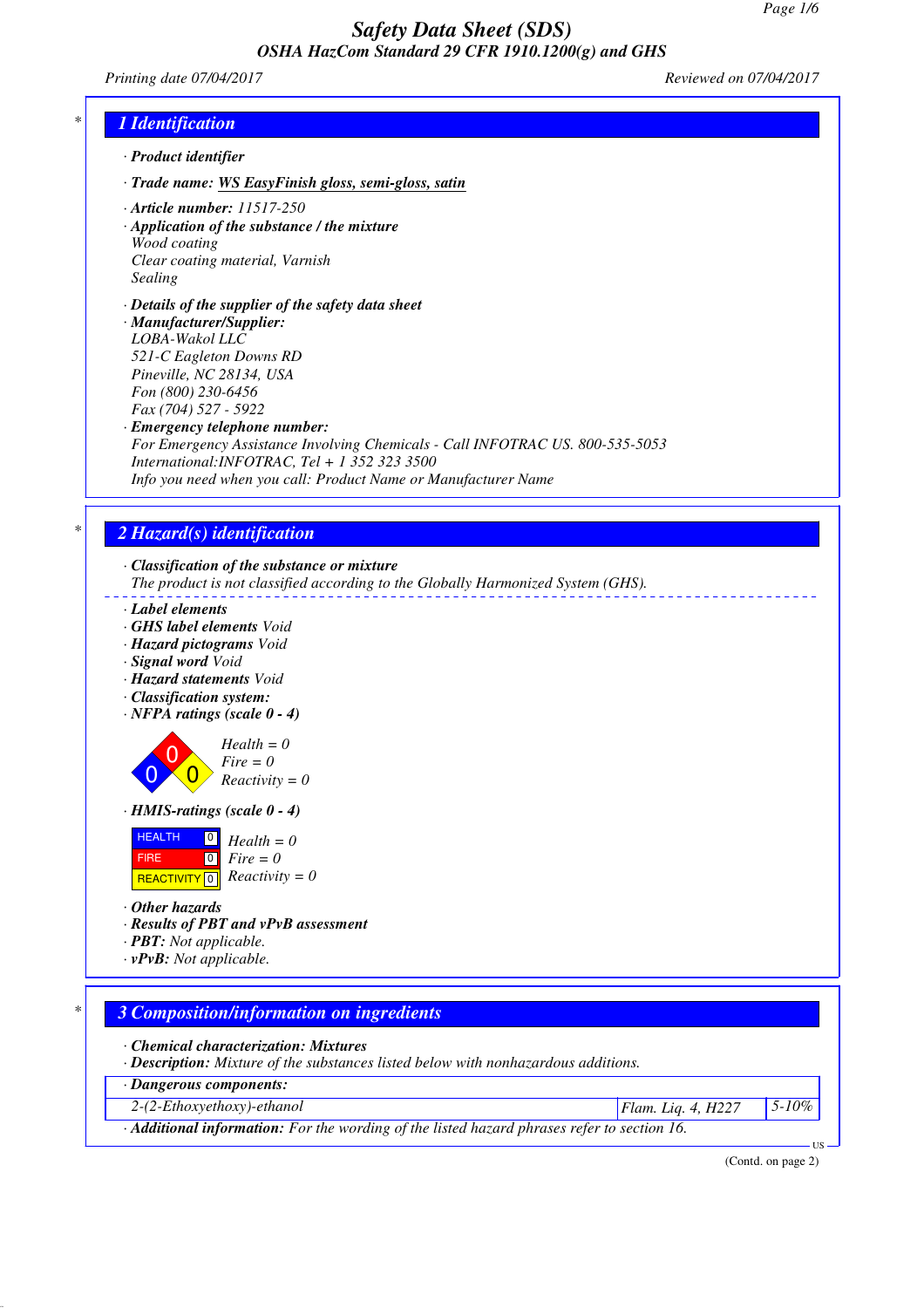# Safety Data Sheet (SDS)

## OSHA HazCom Standard 29 CFR 1910.1200(g) and GHS

*Printing date 07/04/2017* *Reviewed on 07/04/2017*

## 1 Identification

· **Product identifier**

· **Trade name:** WS EasyFinish gloss, semi-gloss, satin

· **Article number:** 11517-250

· **Application of the substance / the mixture**
Wood coating
Clear coating material, Varnish
Sealing

· **Details of the supplier of the safety data sheet**

· **Manufacturer/Supplier:**
LOBA-Wakol LLC
521-C Eagleton Downs RD
Pineville, NC 28134, USA
Fon (800) 230-6456
Fax (704) 527 - 5922

· **Emergency telephone number:**
For Emergency Assistance Involving Chemicals - Call INFOTRAC US. 800-535-5053
International:INFOTRAC, Tel + 1 352 323 3500
Info you need when you call: Product Name or Manufacturer Name

## 2 Hazard(s) identification

· **Classification of the substance or mixture**
The product is not classified according to the Globally Harmonized System (GHS).

· **Label elements**
· **GHS label elements** Void
· **Hazard pictograms** Void
· **Signal word** Void
· **Hazard statements** Void
· **Classification system:**
· **NFPA ratings (scale 0 - 4)**

Health = 0
Fire = 0
Reactivity = 0

· **HMIS-ratings (scale 0 - 4)**

HEALTH 0 Health = 0
FIRE 0 Fire = 0
REACTIVITY 0 Reactivity = 0

· **Other hazards**
· **Results of PBT and vPvB assessment**
· **PBT:** Not applicable.
· **vPvB:** Not applicable.

## 3 Composition/information on ingredients

· **Chemical characterization: Mixtures**
· **Description:** Mixture of the substances listed below with nonhazardous additions.

| · Dangerous components: | | |
|---|---|---|
| 2-(2-Ethoxyethoxy)-ethanol | Flam. Liq. 4, H227 | 5-10% |

· **Additional information:** For the wording of the listed hazard phrases refer to section 16.

(Contd. on page 2)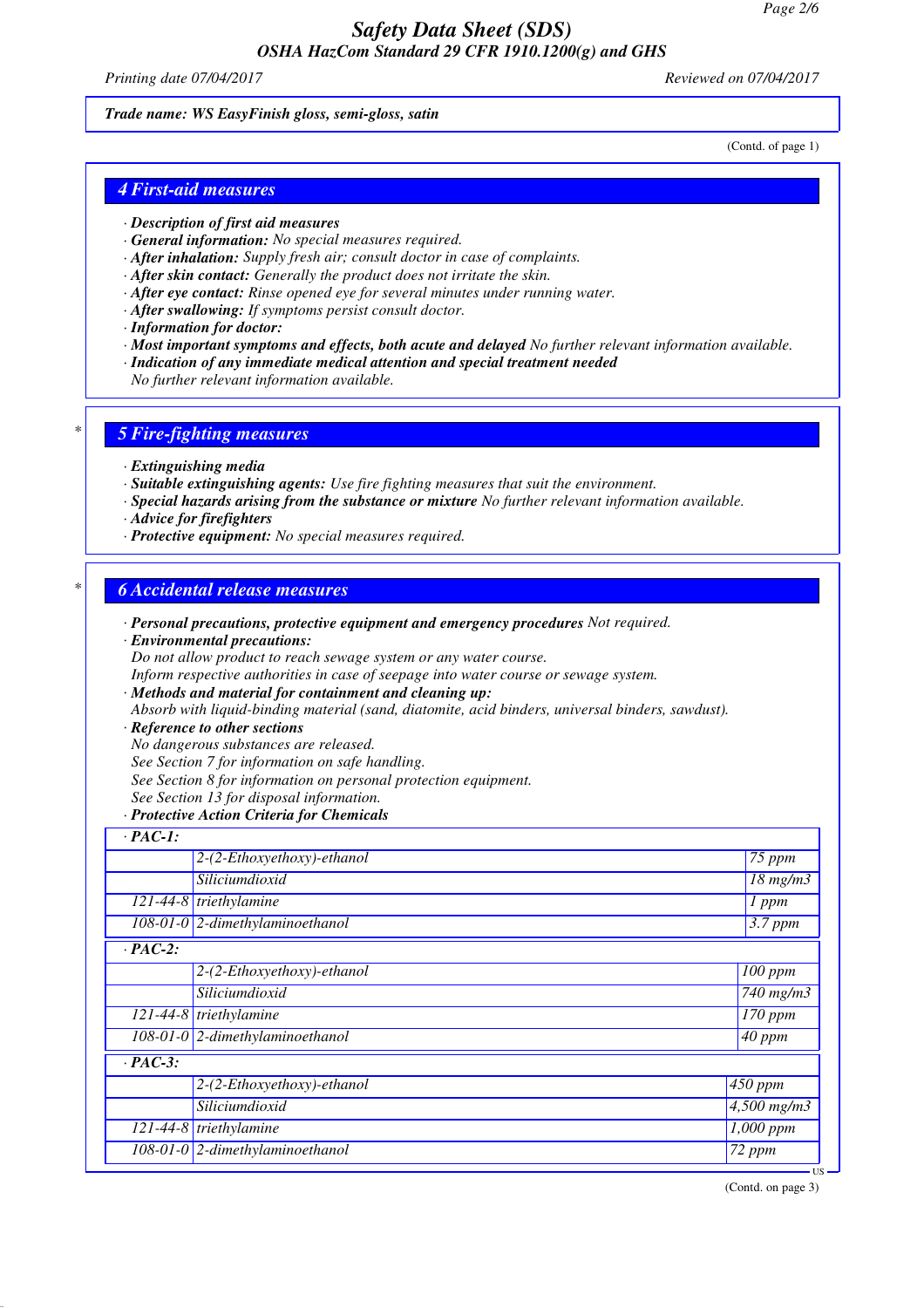Trade name: WS EasyFinish gloss, semi-gloss, satin

(Contd. of page 1)

## 4 First-aid measures

- **Description of first aid measures**
- **General information:** No special measures required.
- **After inhalation:** Supply fresh air; consult doctor in case of complaints.
- **After skin contact:** Generally the product does not irritate the skin.
- **After eye contact:** Rinse opened eye for several minutes under running water.
- **After swallowing:** If symptoms persist consult doctor.
- **Information for doctor:**
- **Most important symptoms and effects, both acute and delayed** No further relevant information available.
- **Indication of any immediate medical attention and special treatment needed**
  No further relevant information available.

## 5 Fire-fighting measures

- **Extinguishing media**
- **Suitable extinguishing agents:** Use fire fighting measures that suit the environment.
- **Special hazards arising from the substance or mixture** No further relevant information available.
- **Advice for firefighters**
- **Protective equipment:** No special measures required.

## 6 Accidental release measures

- **Personal precautions, protective equipment and emergency procedures** Not required.
- **Environmental precautions:**
  Do not allow product to reach sewage system or any water course.
  Inform respective authorities in case of seepage into water course or sewage system.
- **Methods and material for containment and cleaning up:**
  Absorb with liquid-binding material (sand, diatomite, acid binders, universal binders, sawdust).
- **Reference to other sections**
  No dangerous substances are released.
  See Section 7 for information on safe handling.
  See Section 8 for information on personal protection equipment.
  See Section 13 for disposal information.
- **Protective Action Criteria for Chemicals**

**PAC-1:**

| | | |
|---|---|---|
| | 2-(2-Ethoxyethoxy)-ethanol | 75 ppm |
| | Siliciumdioxid | 18 mg/m3 |
| 121-44-8 | triethylamine | 1 ppm |
| 108-01-0 | 2-dimethylaminoethanol | 3.7 ppm |

**PAC-2:**

| | | |
|---|---|---|
| | 2-(2-Ethoxyethoxy)-ethanol | 100 ppm |
| | Siliciumdioxid | 740 mg/m3 |
| 121-44-8 | triethylamine | 170 ppm |
| 108-01-0 | 2-dimethylaminoethanol | 40 ppm |

**PAC-3:**

| | | |
|---|---|---|
| | 2-(2-Ethoxyethoxy)-ethanol | 450 ppm |
| | Siliciumdioxid | 4,500 mg/m3 |
| 121-44-8 | triethylamine | 1,000 ppm |
| 108-01-0 | 2-dimethylaminoethanol | 72 ppm |

(Contd. on page 3)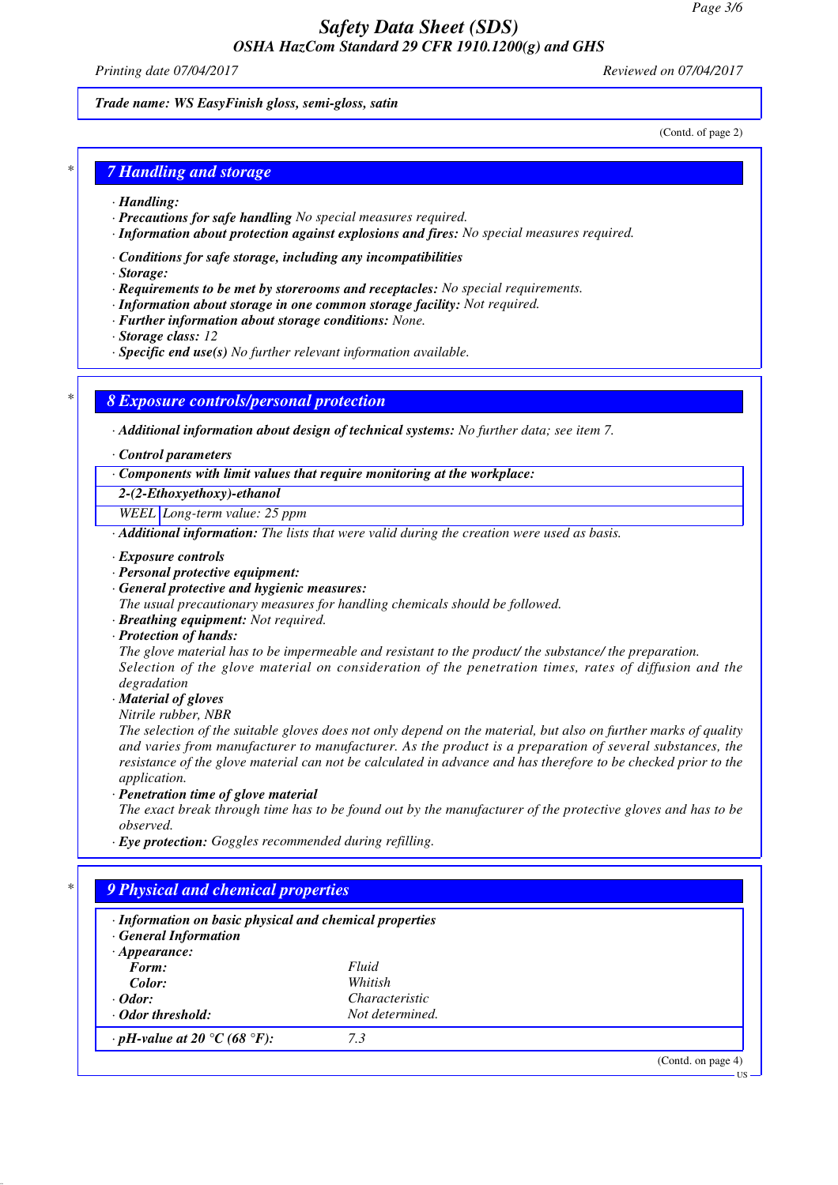**Trade name: WS EasyFinish gloss, semi-gloss, satin**

(Contd. of page 2)

## 7 Handling and storage

· **Handling:**
· **Precautions for safe handling** No special measures required.
· **Information about protection against explosions and fires:** No special measures required.

· **Conditions for safe storage, including any incompatibilities**
· **Storage:**
· **Requirements to be met by storerooms and receptacles:** No special requirements.
· **Information about storage in one common storage facility:** Not required.
· **Further information about storage conditions:** None.
· **Storage class:** 12
· **Specific end use(s)** No further relevant information available.

## 8 Exposure controls/personal protection

· **Additional information about design of technical systems:** No further data; see item 7.

· **Control parameters**

| · Components with limit values that require monitoring at the workplace: | |
|---|---|
| **2-(2-Ethoxyethoxy)-ethanol** | |
| WEEL | Long-term value: 25 ppm |

· **Additional information:** The lists that were valid during the creation were used as basis.

· **Exposure controls**
· **Personal protective equipment:**
· **General protective and hygienic measures:**
The usual precautionary measures for handling chemicals should be followed.
· **Breathing equipment:** Not required.
· **Protection of hands:**
The glove material has to be impermeable and resistant to the product/ the substance/ the preparation.
Selection of the glove material on consideration of the penetration times, rates of diffusion and the degradation
· **Material of gloves**
Nitrile rubber, NBR
The selection of the suitable gloves does not only depend on the material, but also on further marks of quality and varies from manufacturer to manufacturer. As the product is a preparation of several substances, the resistance of the glove material can not be calculated in advance and has therefore to be checked prior to the application.
· **Penetration time of glove material**
The exact break through time has to be found out by the manufacturer of the protective gloves and has to be observed.
· **Eye protection:** Goggles recommended during refilling.

## 9 Physical and chemical properties

· **Information on basic physical and chemical properties**
· **General Information**
· **Appearance:**

| | |
|---|---|
| **Form:** | Fluid |
| **Color:** | Whitish |
| · **Odor:** | Characteristic |
| · **Odor threshold:** | Not determined. |
| · **pH-value at 20 °C (68 °F):** | 7.3 |

(Contd. on page 4)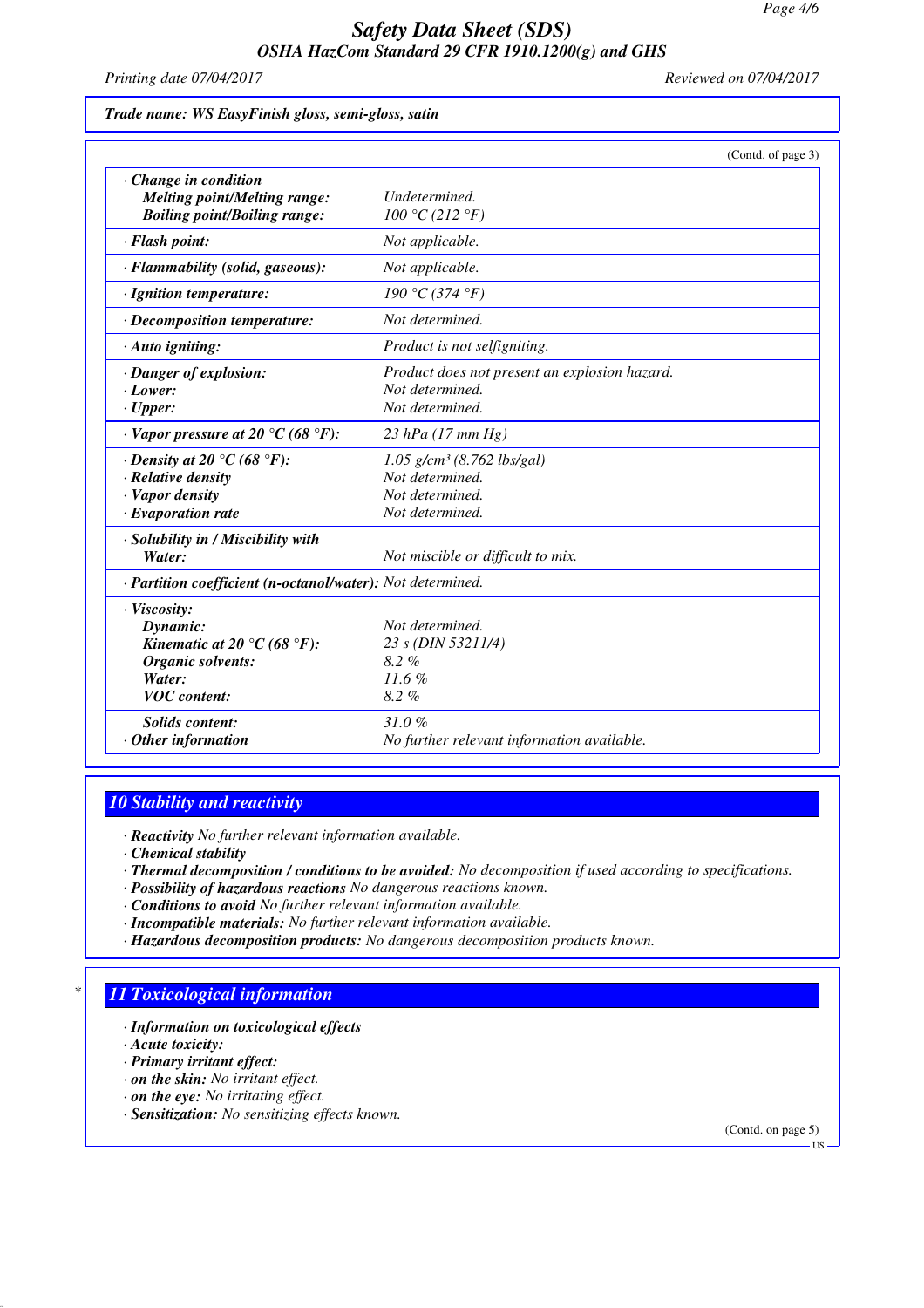Trade name: WS EasyFinish gloss, semi-gloss, satin

(Contd. of page 3)

| | |
|---|---|
| · **Change in condition** | |
| **Melting point/Melting range:** | *Undetermined.* |
| **Boiling point/Boiling range:** | *100 °C (212 °F)* |
| · **Flash point:** | *Not applicable.* |
| · **Flammability (solid, gaseous):** | *Not applicable.* |
| · **Ignition temperature:** | *190 °C (374 °F)* |
| · **Decomposition temperature:** | *Not determined.* |
| · **Auto igniting:** | *Product is not selfigniting.* |
| · **Danger of explosion:** | *Product does not present an explosion hazard.* |
| · **Lower:** | *Not determined.* |
| · **Upper:** | *Not determined.* |
| · **Vapor pressure at 20 °C (68 °F):** | *23 hPa (17 mm Hg)* |
| · **Density at 20 °C (68 °F):** | *1.05 g/cm³ (8.762 lbs/gal)* |
| · **Relative density** | *Not determined.* |
| · **Vapor density** | *Not determined.* |
| · **Evaporation rate** | *Not determined.* |
| · **Solubility in / Miscibility with** | |
| **Water:** | *Not miscible or difficult to mix.* |
| · **Partition coefficient (n-octanol/water):** | *Not determined.* |
| · **Viscosity:** | |
| **Dynamic:** | *Not determined.* |
| **Kinematic at 20 °C (68 °F):** | *23 s (DIN 53211/4)* |
| **Organic solvents:** | *8.2 %* |
| **Water:** | *11.6 %* |
| **VOC content:** | *8.2 %* |
| **Solids content:** | *31.0 %* |
| · **Other information** | *No further relevant information available.* |

## 10 Stability and reactivity

· **Reactivity** *No further relevant information available.*
· **Chemical stability**
· **Thermal decomposition / conditions to be avoided:** *No decomposition if used according to specifications.*
· **Possibility of hazardous reactions** *No dangerous reactions known.*
· **Conditions to avoid** *No further relevant information available.*
· **Incompatible materials:** *No further relevant information available.*
· **Hazardous decomposition products:** *No dangerous decomposition products known.*

## * 11 Toxicological information

· **Information on toxicological effects**
· **Acute toxicity:**
· **Primary irritant effect:**
· **on the skin:** *No irritant effect.*
· **on the eye:** *No irritating effect.*
· **Sensitization:** *No sensitizing effects known.*

(Contd. on page 5)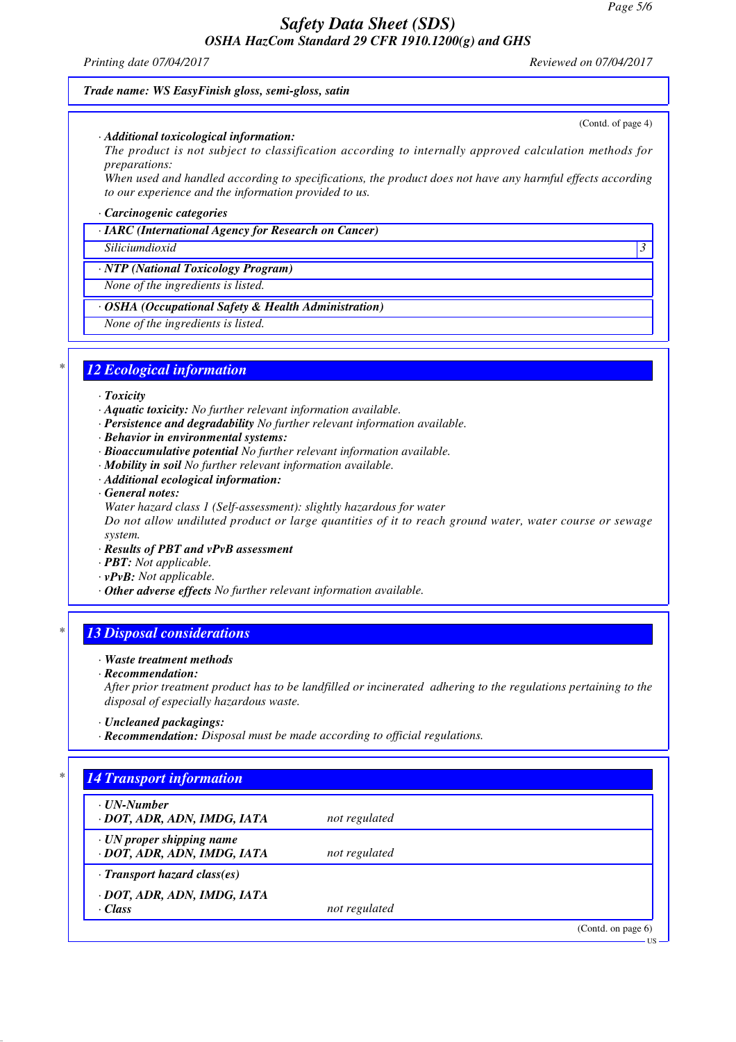(Contd. of page 4)

· **Additional toxicological information:**

The product is not subject to classification according to internally approved calculation methods for preparations:

When used and handled according to specifications, the product does not have any harmful effects according to our experience and the information provided to us.

· **Carcinogenic categories**

| · IARC (International Agency for Research on Cancer) | |
|---|---|
| Siliciumdioxid | 3 |

| · NTP (National Toxicology Program) |
|---|
| None of the ingredients is listed. |

| · OSHA (Occupational Safety & Health Administration) |
|---|
| None of the ingredients is listed. |

## 12 Ecological information

· **Toxicity**
· **Aquatic toxicity:** No further relevant information available.
· **Persistence and degradability** No further relevant information available.
· **Behavior in environmental systems:**
· **Bioaccumulative potential** No further relevant information available.
· **Mobility in soil** No further relevant information available.
· **Additional ecological information:**
· **General notes:**
Water hazard class 1 (Self-assessment): slightly hazardous for water
Do not allow undiluted product or large quantities of it to reach ground water, water course or sewage system.
· **Results of PBT and vPvB assessment**
· **PBT:** Not applicable.
· **vPvB:** Not applicable.
· **Other adverse effects** No further relevant information available.

## 13 Disposal considerations

· **Waste treatment methods**
· **Recommendation:**
After prior treatment product has to be landfilled or incinerated adhering to the regulations pertaining to the disposal of especially hazardous waste.

· **Uncleaned packagings:**
· **Recommendation:** Disposal must be made according to official regulations.

## 14 Transport information

| | |
|---|---|
| · **UN-Number**<br>· **DOT, ADR, ADN, IMDG, IATA** | not regulated |
| · **UN proper shipping name**<br>· **DOT, ADR, ADN, IMDG, IATA** | not regulated |
| · **Transport hazard class(es)** | |
| · **DOT, ADR, ADN, IMDG, IATA**<br>· **Class** | not regulated |

(Contd. on page 6)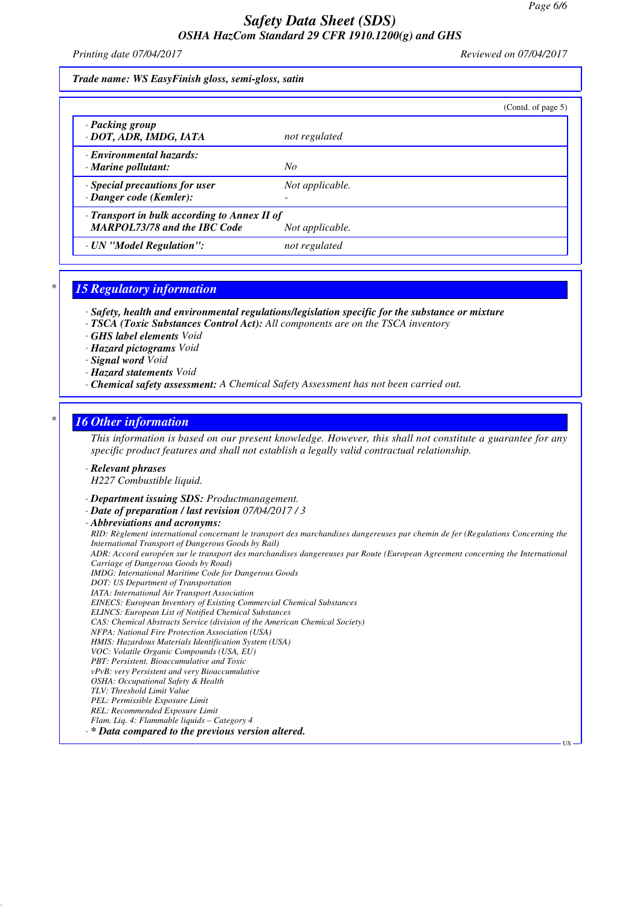Trade name: WS EasyFinish gloss, semi-gloss, satin

(Contd. of page 5)

| | |
|---|---|
| · **Packing group** | |
| · **DOT, ADR, IMDG, IATA** | not regulated |
| · **Environmental hazards:** | |
| · **Marine pollutant:** | No |
| · **Special precautions for user** | Not applicable. |
| · **Danger code (Kemler):** | - |
| · **Transport in bulk according to Annex II of MARPOL73/78 and the IBC Code** | Not applicable. |
| · **UN "Model Regulation":** | not regulated |

## * 15 Regulatory information

· **Safety, health and environmental regulations/legislation specific for the substance or mixture**
· **TSCA (Toxic Substances Control Act):** All components are on the TSCA inventory
· **GHS label elements** Void
· **Hazard pictograms** Void
· **Signal word** Void
· **Hazard statements** Void
· **Chemical safety assessment:** A Chemical Safety Assessment has not been carried out.

## * 16 Other information

This information is based on our present knowledge. However, this shall not constitute a guarantee for any specific product features and shall not establish a legally valid contractual relationship.

· **Relevant phrases**
H227 Combustible liquid.

· **Department issuing SDS:** Productmanagement.
· **Date of preparation / last revision** 07/04/2017 / 3
· **Abbreviations and acronyms:**
RID: Règlement international concernant le transport des marchandises dangereuses par chemin de fer (Regulations Concerning the International Transport of Dangerous Goods by Rail)
ADR: Accord européen sur le transport des marchandises dangereuses par Route (European Agreement concerning the International Carriage of Dangerous Goods by Road)
IMDG: International Maritime Code for Dangerous Goods
DOT: US Department of Transportation
IATA: International Air Transport Association
EINECS: European Inventory of Existing Commercial Chemical Substances
ELINCS: European List of Notified Chemical Substances
CAS: Chemical Abstracts Service (division of the American Chemical Society)
NFPA: National Fire Protection Association (USA)
HMIS: Hazardous Materials Identification System (USA)
VOC: Volatile Organic Compounds (USA, EU)
PBT: Persistent, Bioaccumulative and Toxic
vPvB: very Persistent and very Bioaccumulative
OSHA: Occupational Safety & Health
TLV: Threshold Limit Value
PEL: Permissible Exposure Limit
REL: Recommended Exposure Limit
Flam. Liq. 4: Flammable liquids – Category 4
· **\* Data compared to the previous version altered.**